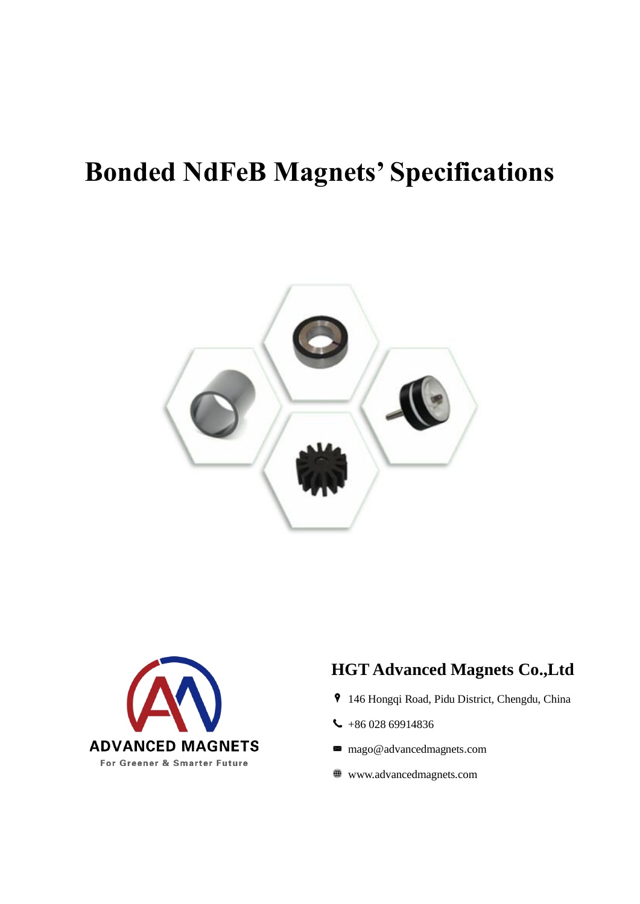# Bonded NdFeB Magnets' Specifications

ADVANCED MAGNETS

For Greener & Smarter Future

## HGT Advanced Magnets Co.,Ltd

- 146 Hongqi Road, Pidu District, Chengdu, China
- +86 028 69914836
- mago@advancedmagnets.com
- www.advancedmagnets.com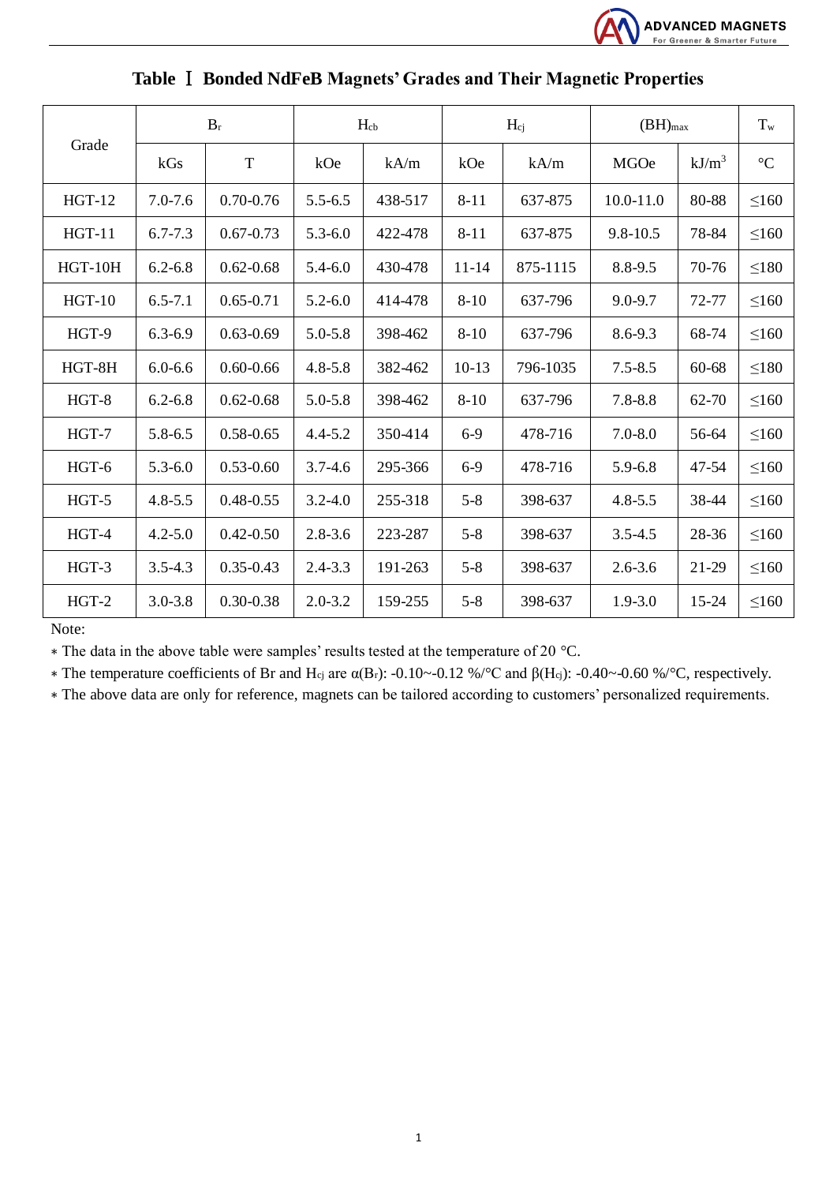## Table Ⅰ Bonded NdFeB Magnets' Grades and Their Magnetic Properties

| Grade | $B_r$ | | $H_{cb}$ | | $H_{cj}$ | | $(BH)_{max}$ | | $T_w$ |
|---|---|---|---|---|---|---|---|---|---|
| | kGs | T | kOe | kA/m | kOe | kA/m | MGOe | $kJ/m^3$ | °C |
| HGT-12 | 7.0-7.6 | 0.70-0.76 | 5.5-6.5 | 438-517 | 8-11 | 637-875 | 10.0-11.0 | 80-88 | ≤160 |
| HGT-11 | 6.7-7.3 | 0.67-0.73 | 5.3-6.0 | 422-478 | 8-11 | 637-875 | 9.8-10.5 | 78-84 | ≤160 |
| HGT-10H | 6.2-6.8 | 0.62-0.68 | 5.4-6.0 | 430-478 | 11-14 | 875-1115 | 8.8-9.5 | 70-76 | ≤180 |
| HGT-10 | 6.5-7.1 | 0.65-0.71 | 5.2-6.0 | 414-478 | 8-10 | 637-796 | 9.0-9.7 | 72-77 | ≤160 |
| HGT-9 | 6.3-6.9 | 0.63-0.69 | 5.0-5.8 | 398-462 | 8-10 | 637-796 | 8.6-9.3 | 68-74 | ≤160 |
| HGT-8H | 6.0-6.6 | 0.60-0.66 | 4.8-5.8 | 382-462 | 10-13 | 796-1035 | 7.5-8.5 | 60-68 | ≤180 |
| HGT-8 | 6.2-6.8 | 0.62-0.68 | 5.0-5.8 | 398-462 | 8-10 | 637-796 | 7.8-8.8 | 62-70 | ≤160 |
| HGT-7 | 5.8-6.5 | 0.58-0.65 | 4.4-5.2 | 350-414 | 6-9 | 478-716 | 7.0-8.0 | 56-64 | ≤160 |
| HGT-6 | 5.3-6.0 | 0.53-0.60 | 3.7-4.6 | 295-366 | 6-9 | 478-716 | 5.9-6.8 | 47-54 | ≤160 |
| HGT-5 | 4.8-5.5 | 0.48-0.55 | 3.2-4.0 | 255-318 | 5-8 | 398-637 | 4.8-5.5 | 38-44 | ≤160 |
| HGT-4 | 4.2-5.0 | 0.42-0.50 | 2.8-3.6 | 223-287 | 5-8 | 398-637 | 3.5-4.5 | 28-36 | ≤160 |
| HGT-3 | 3.5-4.3 | 0.35-0.43 | 2.4-3.3 | 191-263 | 5-8 | 398-637 | 2.6-3.6 | 21-29 | ≤160 |
| HGT-2 | 3.0-3.8 | 0.30-0.38 | 2.0-3.2 | 159-255 | 5-8 | 398-637 | 1.9-3.0 | 15-24 | ≤160 |

Note:

* The data in the above table were samples' results tested at the temperature of 20 °C.
* The temperature coefficients of Br and $H_{cj}$ are $\alpha(B_r)$: -0.10~-0.12 %/°C and $\beta(H_{cj})$: -0.40~-0.60 %/°C, respectively.
* The above data are only for reference, magnets can be tailored according to customers' personalized requirements.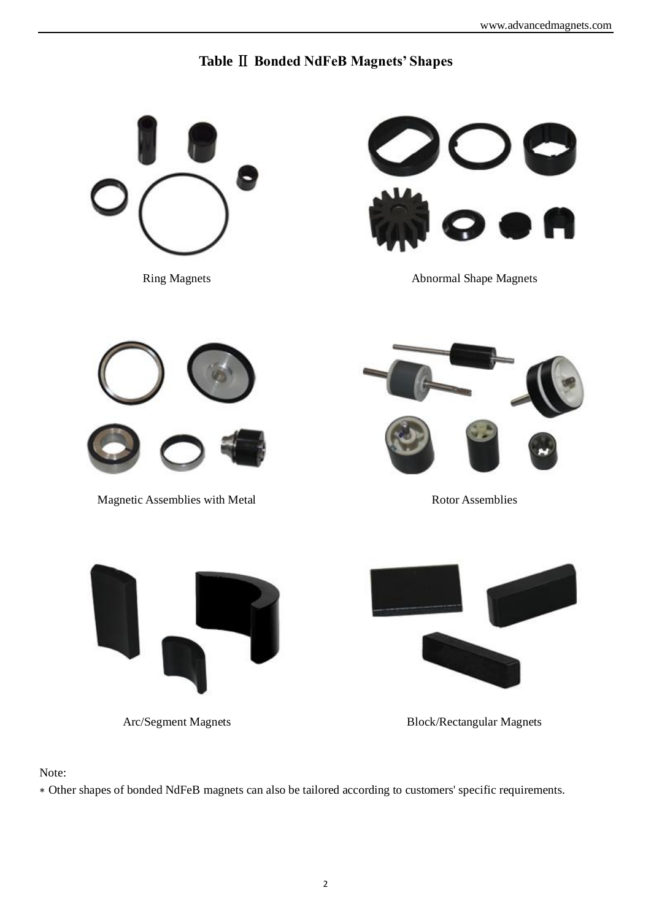## Table Ⅱ Bonded NdFeB Magnets' Shapes

Ring Magnets

Abnormal Shape Magnets

Magnetic Assemblies with Metal

Rotor Assemblies

Arc/Segment Magnets

Block/Rectangular Magnets

Note:

∗ Other shapes of bonded NdFeB magnets can also be tailored according to customers' specific requirements.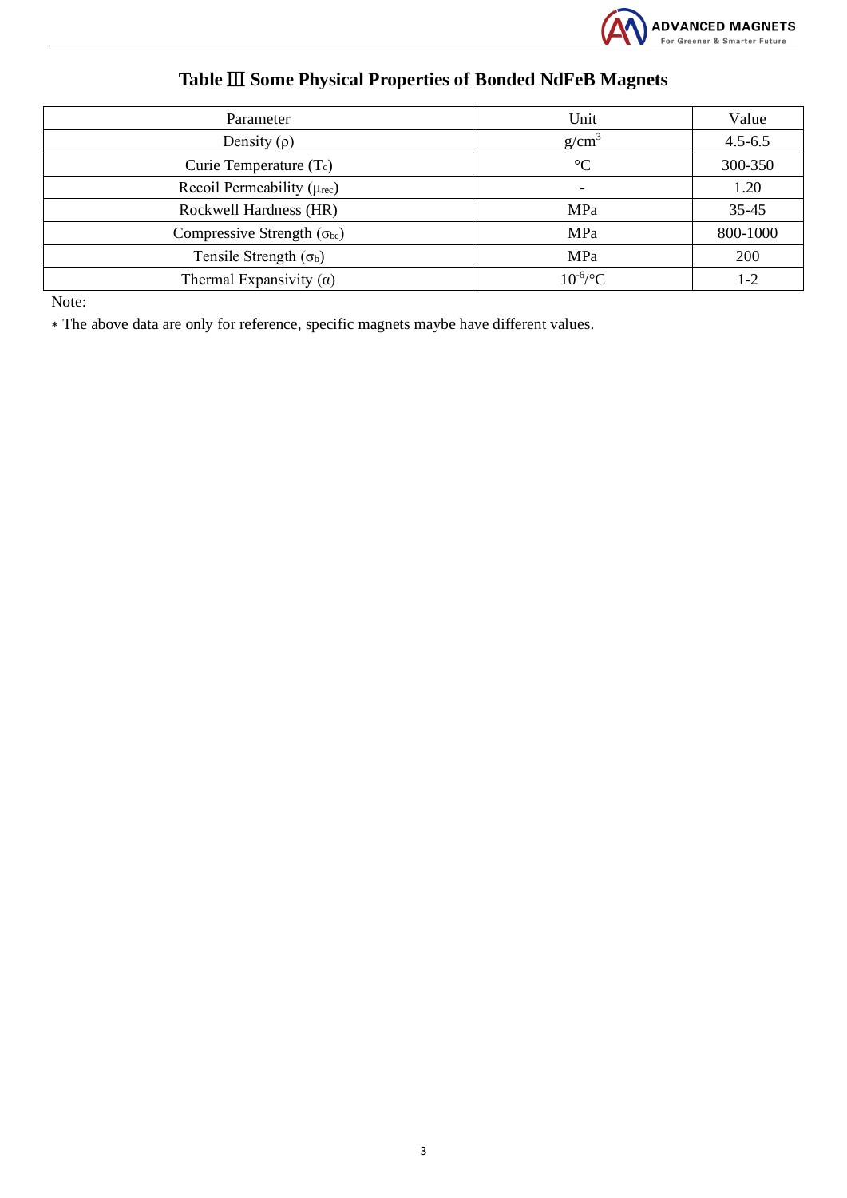## Table Ⅲ Some Physical Properties of Bonded NdFeB Magnets

| Parameter | Unit | Value |
|---|---|---|
| Density ($\rho$) | $g/cm^3$ | 4.5-6.5 |
| Curie Temperature ($T_c$) | °C | 300-350 |
| Recoil Permeability ($\mu_{rec}$) | - | 1.20 |
| Rockwell Hardness (HR) | MPa | 35-45 |
| Compressive Strength ($\sigma_{bc}$) | MPa | 800-1000 |
| Tensile Strength ($\sigma_b$) | MPa | 200 |
| Thermal Expansivity ($\alpha$) | $10^{-6}$/°C | 1-2 |

Note:

∗ The above data are only for reference, specific magnets maybe have different values.